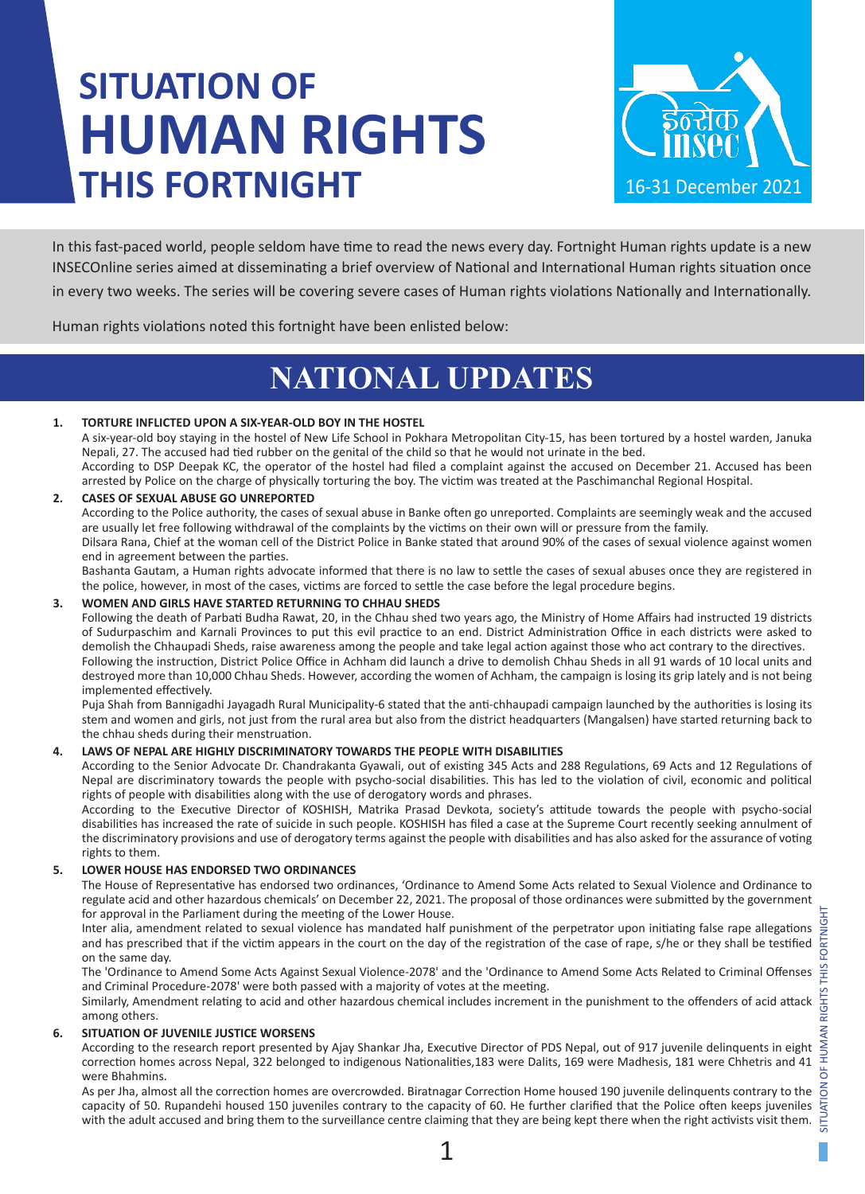# SITUATION OF HUMAN RIGHTS THIS FORTNIGHT

इन्सेक insec

16-31 December 2021

In this fast-paced world, people seldom have time to read the news every day. Fortnight Human rights update is a new INSECOnline series aimed at disseminating a brief overview of National and International Human rights situation once in every two weeks. The series will be covering severe cases of Human rights violations Nationally and Internationally.

Human rights violations noted this fortnight have been enlisted below:

## NATIONAL UPDATES

### 1. TORTURE INFLICTED UPON A SIX-YEAR-OLD BOY IN THE HOSTEL

A six-year-old boy staying in the hostel of New Life School in Pokhara Metropolitan City-15, has been tortured by a hostel warden, Januka Nepali, 27. The accused had tied rubber on the genital of the child so that he would not urinate in the bed.

According to DSP Deepak KC, the operator of the hostel had filed a complaint against the accused on December 21. Accused has been arrested by Police on the charge of physically torturing the boy. The victim was treated at the Paschimanchal Regional Hospital.

### 2. CASES OF SEXUAL ABUSE GO UNREPORTED

According to the Police authority, the cases of sexual abuse in Banke often go unreported. Complaints are seemingly weak and the accused are usually let free following withdrawal of the complaints by the victims on their own will or pressure from the family.

Dilsara Rana, Chief at the woman cell of the District Police in Banke stated that around 90% of the cases of sexual violence against women end in agreement between the parties.

Bashanta Gautam, a Human rights advocate informed that there is no law to settle the cases of sexual abuses once they are registered in the police, however, in most of the cases, victims are forced to settle the case before the legal procedure begins.

### 3. WOMEN AND GIRLS HAVE STARTED RETURNING TO CHHAU SHEDS

Following the death of Parbati Budha Rawat, 20, in the Chhau shed two years ago, the Ministry of Home Affairs had instructed 19 districts of Sudurpaschim and Karnali Provinces to put this evil practice to an end. District Administration Office in each districts were asked to demolish the Chhaupadi Sheds, raise awareness among the people and take legal action against those who act contrary to the directives.

Following the instruction, District Police Office in Achham did launch a drive to demolish Chhau Sheds in all 91 wards of 10 local units and destroyed more than 10,000 Chhau Sheds. However, according the women of Achham, the campaign is losing its grip lately and is not being implemented effectively.

Puja Shah from Bannigadhi Jayagadh Rural Municipality-6 stated that the anti-chhaupadi campaign launched by the authorities is losing its stem and women and girls, not just from the rural area but also from the district headquarters (Mangalsen) have started returning back to the chhau sheds during their menstruation.

### 4. LAWS OF NEPAL ARE HIGHLY DISCRIMINATORY TOWARDS THE PEOPLE WITH DISABILITIES

According to the Senior Advocate Dr. Chandrakanta Gyawali, out of existing 345 Acts and 288 Regulations, 69 Acts and 12 Regulations of Nepal are discriminatory towards the people with psycho-social disabilities. This has led to the violation of civil, economic and political rights of people with disabilities along with the use of derogatory words and phrases.

According to the Executive Director of KOSHISH, Matrika Prasad Devkota, society's attitude towards the people with psycho-social disabilities has increased the rate of suicide in such people. KOSHISH has filed a case at the Supreme Court recently seeking annulment of the discriminatory provisions and use of derogatory terms against the people with disabilities and has also asked for the assurance of voting rights to them.

### 5. LOWER HOUSE HAS ENDORSED TWO ORDINANCES

The House of Representative has endorsed two ordinances, 'Ordinance to Amend Some Acts related to Sexual Violence and Ordinance to regulate acid and other hazardous chemicals' on December 22, 2021. The proposal of those ordinances were submitted by the government for approval in the Parliament during the meeting of the Lower House.

Inter alia, amendment related to sexual violence has mandated half punishment of the perpetrator upon initiating false rape allegations and has prescribed that if the victim appears in the court on the day of the registration of the case of rape, s/he or they shall be testified on the same day.

The 'Ordinance to Amend Some Acts Against Sexual Violence-2078' and the 'Ordinance to Amend Some Acts Related to Criminal Offenses and Criminal Procedure-2078' were both passed with a majority of votes at the meeting.

Similarly, Amendment relating to acid and other hazardous chemical includes increment in the punishment to the offenders of acid attack among others.

### 6. SITUATION OF JUVENILE JUSTICE WORSENS

According to the research report presented by Ajay Shankar Jha, Executive Director of PDS Nepal, out of 917 juvenile delinquents in eight correction homes across Nepal, 322 belonged to indigenous Nationalities,183 were Dalits, 169 were Madhesis, 181 were Chhetris and 41 were Bhahmins.

As per Jha, almost all the correction homes are overcrowded. Biratnagar Correction Home housed 190 juvenile delinquents contrary to the capacity of 50. Rupandehi housed 150 juveniles contrary to the capacity of 60. He further clarified that the Police often keeps juveniles with the adult accused and bring them to the surveillance centre claiming that they are being kept there when the right activists visit them.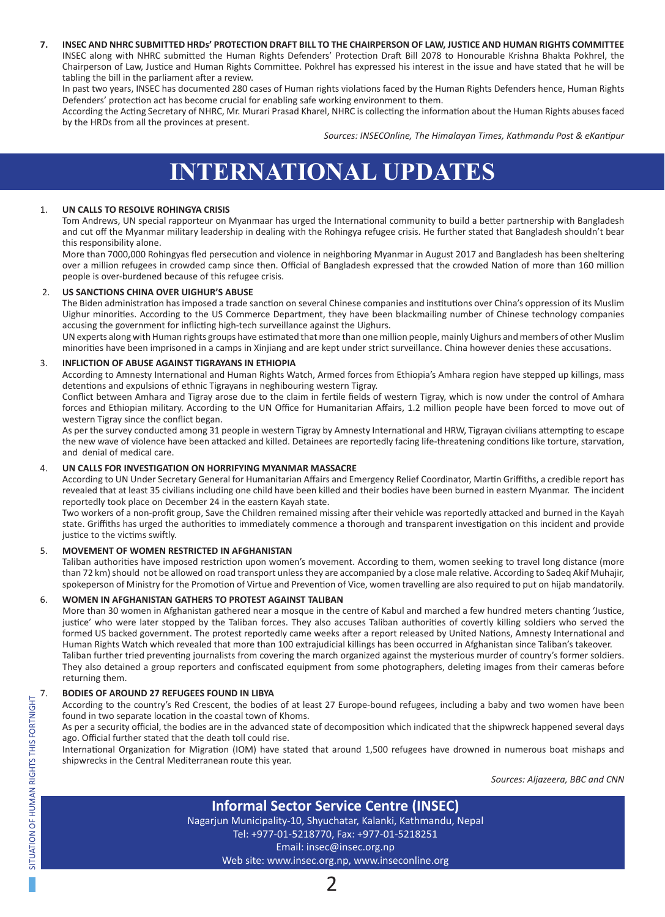7. **INSEC AND NHRC SUBMITTED HRDs' PROTECTION DRAFT BILL TO THE CHAIRPERSON OF LAW, JUSTICE AND HUMAN RIGHTS COMMITTEE**

   INSEC along with NHRC submitted the Human Rights Defenders' Protection Draft Bill 2078 to Honourable Krishna Bhakta Pokhrel, the Chairperson of Law, Justice and Human Rights Committee. Pokhrel has expressed his interest in the issue and have stated that he will be tabling the bill in the parliament after a review.

   In past two years, INSEC has documented 280 cases of Human rights violations faced by the Human Rights Defenders hence, Human Rights Defenders' protection act has become crucial for enabling safe working environment to them.

   According the Acting Secretary of NHRC, Mr. Murari Prasad Kharel, NHRC is collecting the information about the Human Rights abuses faced by the HRDs from all the provinces at present.

*Sources: INSECOnline, The Himalayan Times, Kathmandu Post & eKantipur*

# INTERNATIONAL UPDATES

1. **UN CALLS TO RESOLVE ROHINGYA CRISIS**

   Tom Andrews, UN special rapporteur on Myanmaar has urged the International community to build a better partnership with Bangladesh and cut off the Myanmar military leadership in dealing with the Rohingya refugee crisis. He further stated that Bangladesh shouldn't bear this responsibility alone.

   More than 7000,000 Rohingyas fled persecution and violence in neighboring Myanmar in August 2017 and Bangladesh has been sheltering over a million refugees in crowded camp since then. Official of Bangladesh expressed that the crowded Nation of more than 160 million people is over-burdened because of this refugee crisis.

2. **US SANCTIONS CHINA OVER UIGHUR'S ABUSE**

   The Biden administration has imposed a trade sanction on several Chinese companies and institutions over China's oppression of its Muslim Uighur minorities. According to the US Commerce Department, they have been blackmailing number of Chinese technology companies accusing the government for inflicting high-tech surveillance against the Uighurs.

   UN experts along with Human rights groups have estimated that more than one million people, mainly Uighurs and members of other Muslim minorities have been imprisoned in a camps in Xinjiang and are kept under strict surveillance. China however denies these accusations.

3. **INFLICTION OF ABUSE AGAINST TIGRAYANS IN ETHIOPIA**

   According to Amnesty International and Human Rights Watch, Armed forces from Ethiopia's Amhara region have stepped up killings, mass detentions and expulsions of ethnic Tigrayans in neghibouring western Tigray.

   Conflict between Amhara and Tigray arose due to the claim in fertile fields of western Tigray, which is now under the control of Amhara forces and Ethiopian military. According to the UN Office for Humanitarian Affairs, 1.2 million people have been forced to move out of western Tigray since the conflict began.

   As per the survey conducted among 31 people in western Tigray by Amnesty International and HRW, Tigrayan civilians attempting to escape the new wave of violence have been attacked and killed. Detainees are reportedly facing life-threatening conditions like torture, starvation, and denial of medical care.

4. **UN CALLS FOR INVESTIGATION ON HORRIFYING MYANMAR MASSACRE**

   According to UN Under Secretary General for Humanitarian Affairs and Emergency Relief Coordinator, Martin Griffiths, a credible report has revealed that at least 35 civilians including one child have been killed and their bodies have been burned in eastern Myanmar. The incident reportedly took place on December 24 in the eastern Kayah state.

   Two workers of a non-profit group, Save the Children remained missing after their vehicle was reportedly attacked and burned in the Kayah state. Griffiths has urged the authorities to immediately commence a thorough and transparent investigation on this incident and provide justice to the victims swiftly.

5. **MOVEMENT OF WOMEN RESTRICTED IN AFGHANISTAN**

   Taliban authorities have imposed restriction upon women's movement. According to them, women seeking to travel long distance (more than 72 km) should not be allowed on road transport unless they are accompanied by a close male relative. According to Sadeq Akif Muhajir, spokeperson of Ministry for the Promotion of Virtue and Prevention of Vice, women travelling are also required to put on hijab mandatorily.

6. **WOMEN IN AFGHANISTAN GATHERS TO PROTEST AGAINST TALIBAN**

   More than 30 women in Afghanistan gathered near a mosque in the centre of Kabul and marched a few hundred meters chanting 'Justice, justice' who were later stopped by the Taliban forces. They also accuses Taliban authorities of covertly killing soldiers who served the formed US backed government. The protest reportedly came weeks after a report released by United Nations, Amnesty International and Human Rights Watch which revealed that more than 100 extrajudicial killings has been occurred in Afghanistan since Taliban's takeover.

   Taliban further tried preventing journalists from covering the march organized against the mysterious murder of country's former soldiers. They also detained a group reporters and confiscated equipment from some photographers, deleting images from their cameras before returning them.

7. **BODIES OF AROUND 27 REFUGEES FOUND IN LIBYA**

   According to the country's Red Crescent, the bodies of at least 27 Europe-bound refugees, including a baby and two women have been found in two separate location in the coastal town of Khoms.

   As per a security official, the bodies are in the advanced state of decomposition which indicated that the shipwreck happened several days ago. Official further stated that the death toll could rise.

   International Organization for Migration (IOM) have stated that around 1,500 refugees have drowned in numerous boat mishaps and shipwrecks in the Central Mediterranean route this year.

*Sources: Aljazeera, BBC and CNN*

**Informal Sector Service Centre (INSEC)**

Nagarjun Municipality-10, Shyuchatar, Kalanki, Kathmandu, Nepal

Tel: +977-01-5218770, Fax: +977-01-5218251

Email: insec@insec.org.np

Web site: www.insec.org.np, www.inseconline.org